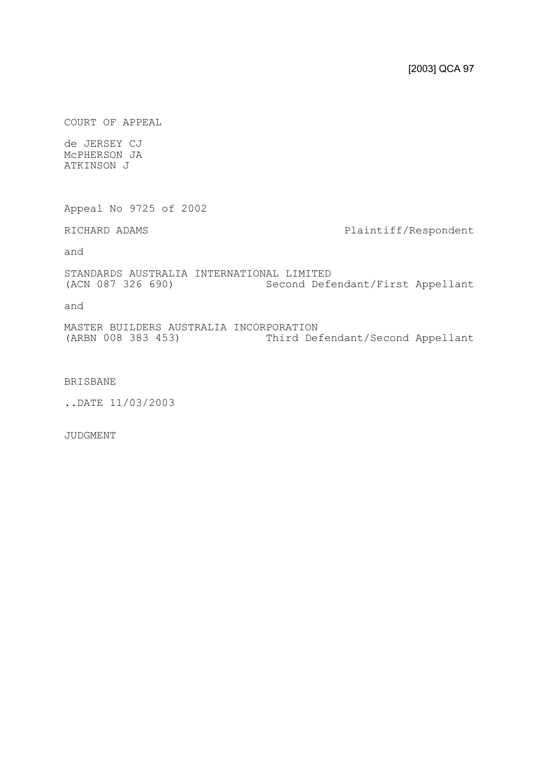[2003] QCA 97

COURT OF APPEAL

de JERSEY CJ
McPHERSON JA
ATKINSON J

Appeal No 9725 of 2002

RICHARD ADAMS Plaintiff/Respondent

and

STANDARDS AUSTRALIA INTERNATIONAL LIMITED
(ACN 087 326 690) Second Defendant/First Appellant

and

MASTER BUILDERS AUSTRALIA INCORPORATION
(ARBN 008 383 453) Third Defendant/Second Appellant

BRISBANE

..DATE 11/03/2003

JUDGMENT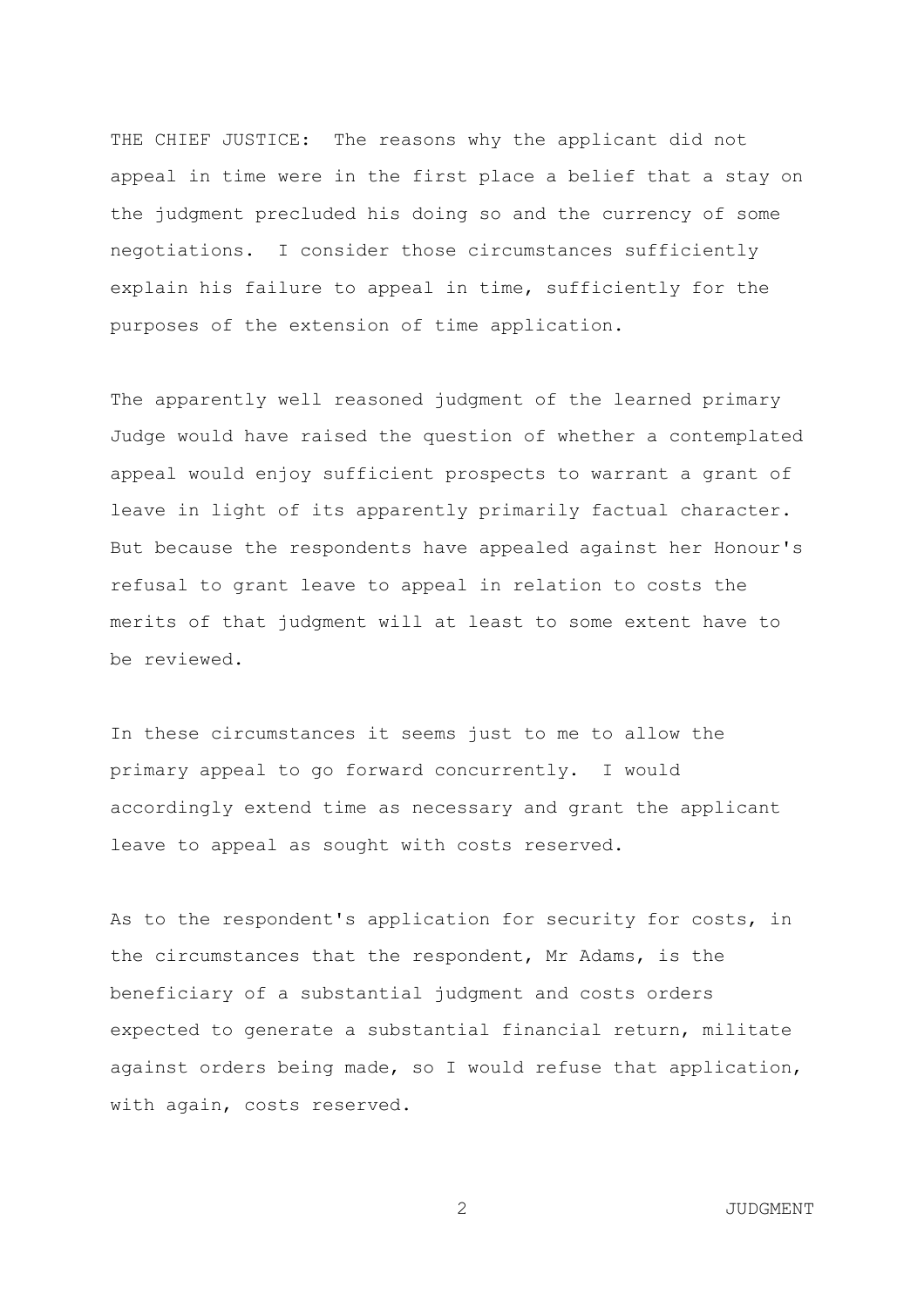THE CHIEF JUSTICE: The reasons why the applicant did not appeal in time were in the first place a belief that a stay on the judgment precluded his doing so and the currency of some negotiations. I consider those circumstances sufficiently explain his failure to appeal in time, sufficiently for the purposes of the extension of time application.

The apparently well reasoned judgment of the learned primary Judge would have raised the question of whether a contemplated appeal would enjoy sufficient prospects to warrant a grant of leave in light of its apparently primarily factual character. But because the respondents have appealed against her Honour's refusal to grant leave to appeal in relation to costs the merits of that judgment will at least to some extent have to be reviewed.

In these circumstances it seems just to me to allow the primary appeal to go forward concurrently. I would accordingly extend time as necessary and grant the applicant leave to appeal as sought with costs reserved.

As to the respondent's application for security for costs, in the circumstances that the respondent, Mr Adams, is the beneficiary of a substantial judgment and costs orders expected to generate a substantial financial return, militate against orders being made, so I would refuse that application, with again, costs reserved.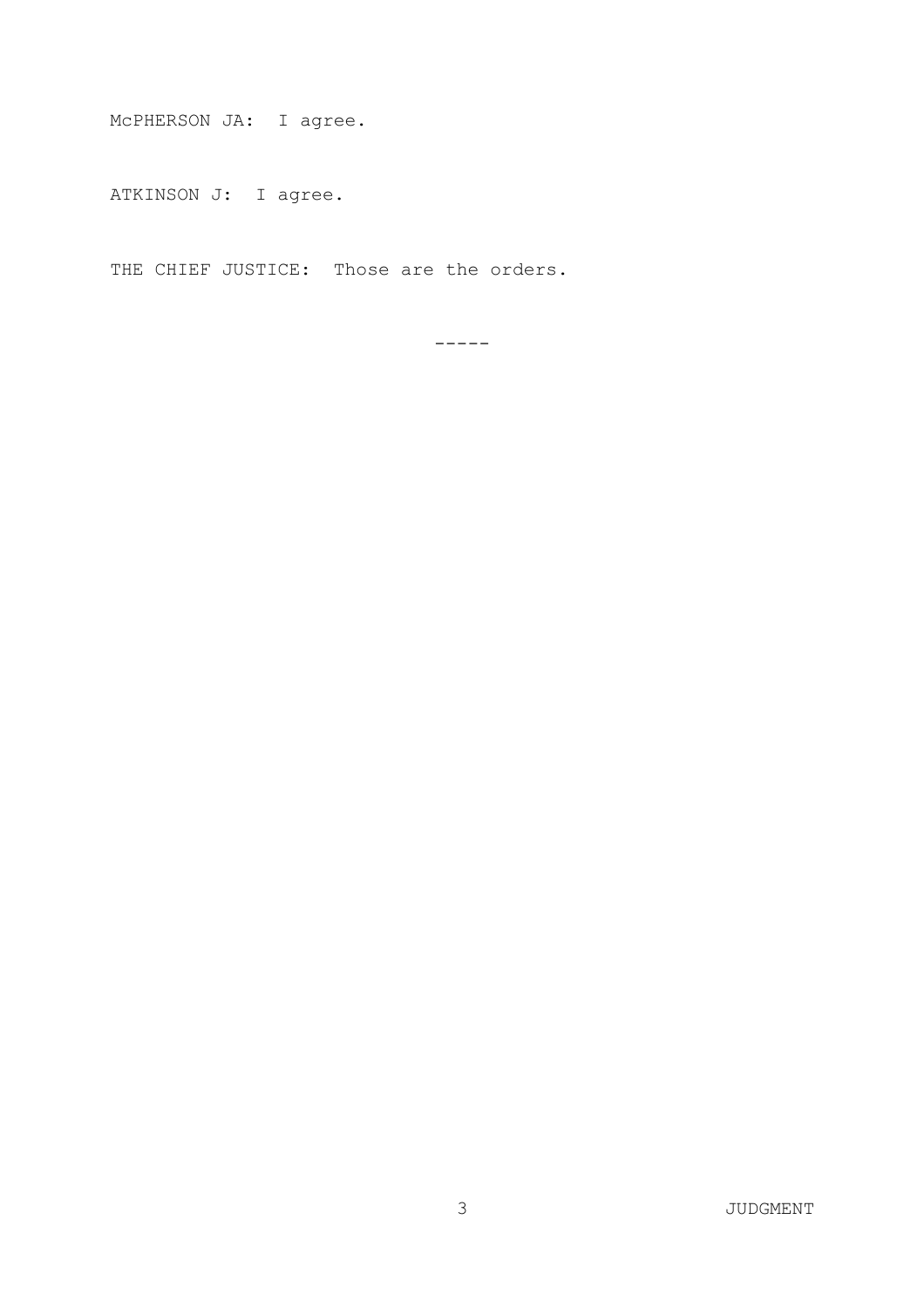McPHERSON JA: I agree.

ATKINSON J: I agree.

THE CHIEF JUSTICE: Those are the orders.

-----